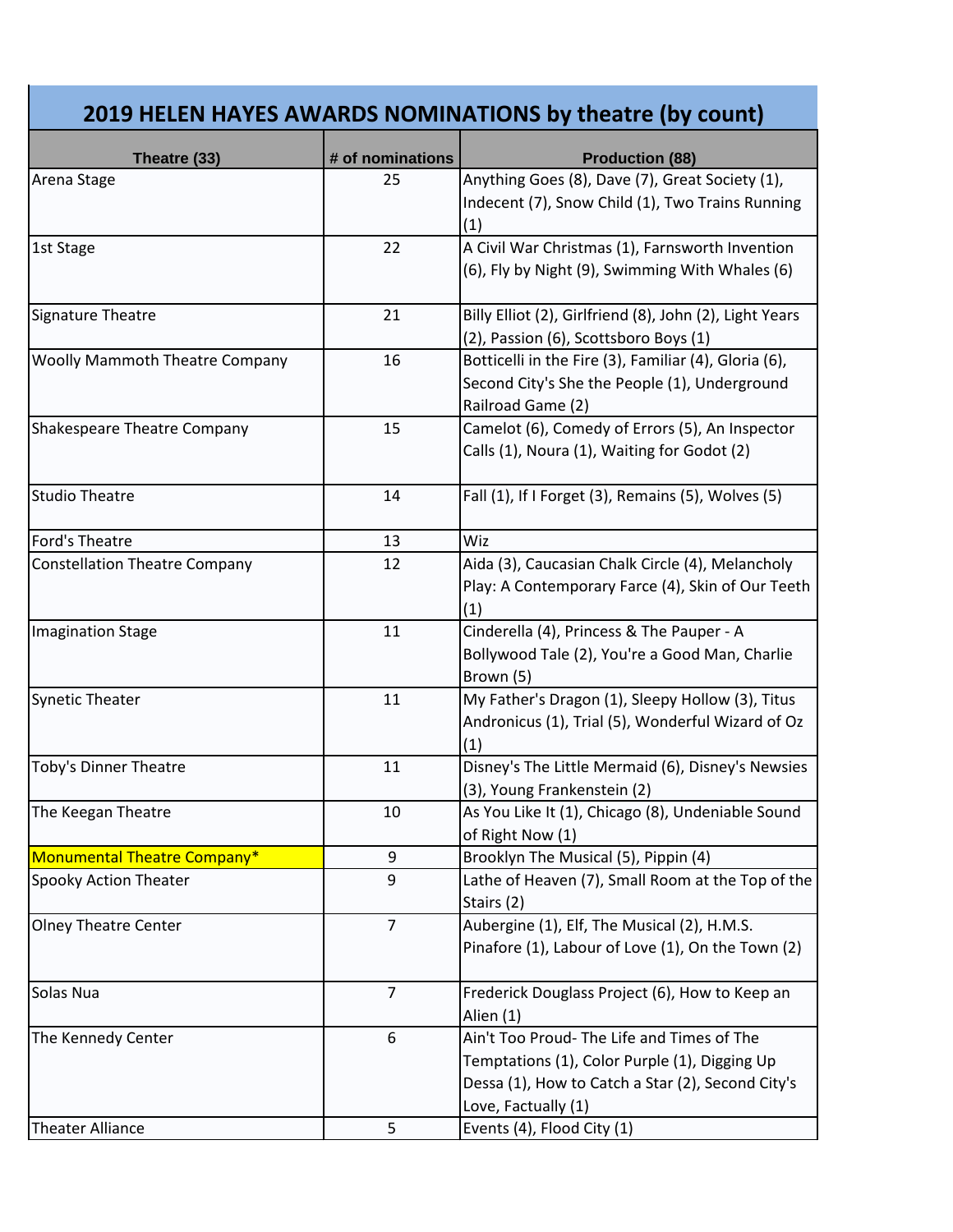# 2019 HELEN HAYES AWARDS NOMINATIONS by theatre (by count)

| Theatre (33) | # of nominations | Production (88) |
|---|---|---|
| Arena Stage | 25 | Anything Goes (8), Dave (7), Great Society (1), Indecent (7), Snow Child (1), Two Trains Running (1) |
| 1st Stage | 22 | A Civil War Christmas (1), Farnsworth Invention (6), Fly by Night (9), Swimming With Whales (6) |
| Signature Theatre | 21 | Billy Elliot (2), Girlfriend (8), John (2), Light Years (2), Passion (6), Scottsboro Boys (1) |
| Woolly Mammoth Theatre Company | 16 | Botticelli in the Fire (3), Familiar (4), Gloria (6), Second City's She the People (1), Underground Railroad Game (2) |
| Shakespeare Theatre Company | 15 | Camelot (6), Comedy of Errors (5), An Inspector Calls (1), Noura (1), Waiting for Godot (2) |
| Studio Theatre | 14 | Fall (1), If I Forget (3), Remains (5), Wolves (5) |
| Ford's Theatre | 13 | Wiz |
| Constellation Theatre Company | 12 | Aida (3), Caucasian Chalk Circle (4), Melancholy Play: A Contemporary Farce (4), Skin of Our Teeth (1) |
| Imagination Stage | 11 | Cinderella (4), Princess & The Pauper - A Bollywood Tale (2), You're a Good Man, Charlie Brown (5) |
| Synetic Theater | 11 | My Father's Dragon (1), Sleepy Hollow (3), Titus Andronicus (1), Trial (5), Wonderful Wizard of Oz (1) |
| Toby's Dinner Theatre | 11 | Disney's The Little Mermaid (6), Disney's Newsies (3), Young Frankenstein (2) |
| The Keegan Theatre | 10 | As You Like It (1), Chicago (8), Undeniable Sound of Right Now (1) |
| Monumental Theatre Company* | 9 | Brooklyn The Musical (5), Pippin (4) |
| Spooky Action Theater | 9 | Lathe of Heaven (7), Small Room at the Top of the Stairs (2) |
| Olney Theatre Center | 7 | Aubergine (1), Elf, The Musical (2), H.M.S. Pinafore (1), Labour of Love (1), On the Town (2) |
| Solas Nua | 7 | Frederick Douglass Project (6), How to Keep an Alien (1) |
| The Kennedy Center | 6 | Ain't Too Proud- The Life and Times of The Temptations (1), Color Purple (1), Digging Up Dessa (1), How to Catch a Star (2), Second City's Love, Factually (1) |
| Theater Alliance | 5 | Events (4), Flood City (1) |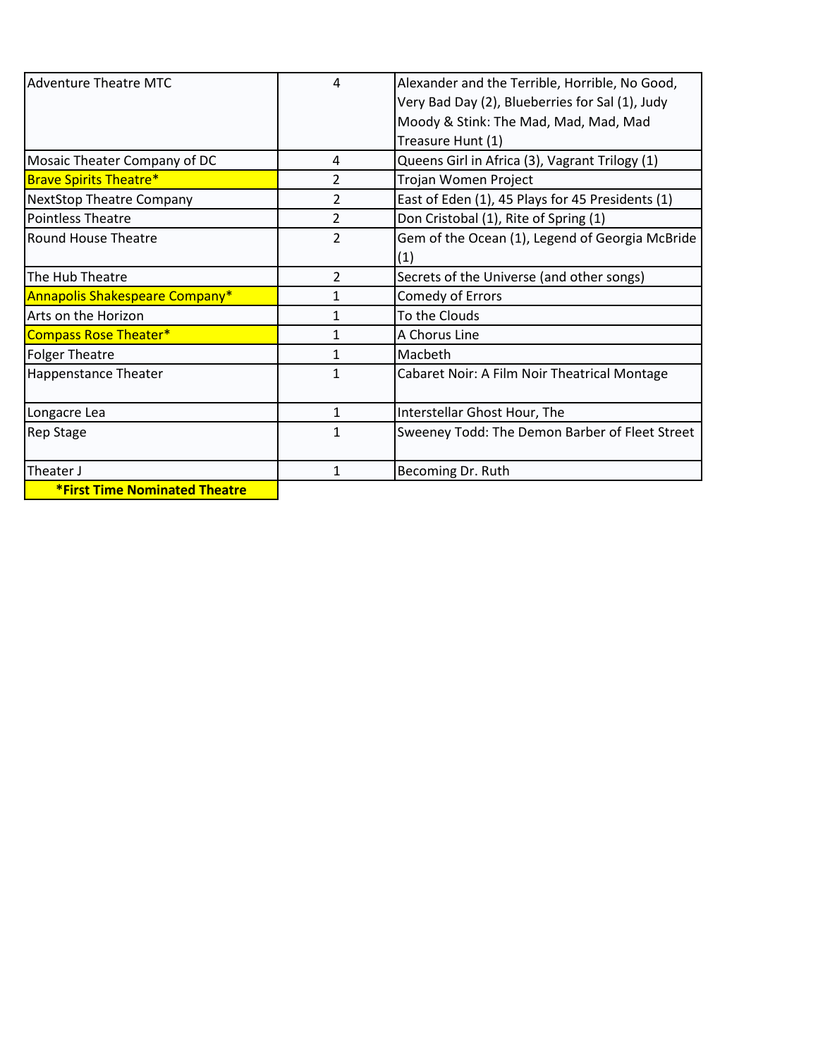| | | |
|---|---|---|
| Adventure Theatre MTC | 4 | Alexander and the Terrible, Horrible, No Good, Very Bad Day (2), Blueberries for Sal (1), Judy Moody & Stink: The Mad, Mad, Mad, Mad Treasure Hunt (1) |
| Mosaic Theater Company of DC | 4 | Queens Girl in Africa (3), Vagrant Trilogy (1) |
| Brave Spirits Theatre* | 2 | Trojan Women Project |
| NextStop Theatre Company | 2 | East of Eden (1), 45 Plays for 45 Presidents (1) |
| Pointless Theatre | 2 | Don Cristobal (1), Rite of Spring (1) |
| Round House Theatre | 2 | Gem of the Ocean (1), Legend of Georgia McBride (1) |
| The Hub Theatre | 2 | Secrets of the Universe (and other songs) |
| Annapolis Shakespeare Company* | 1 | Comedy of Errors |
| Arts on the Horizon | 1 | To the Clouds |
| Compass Rose Theater* | 1 | A Chorus Line |
| Folger Theatre | 1 | Macbeth |
| Happenstance Theater | 1 | Cabaret Noir: A Film Noir Theatrical Montage |
| Longacre Lea | 1 | Interstellar Ghost Hour, The |
| Rep Stage | 1 | Sweeney Todd: The Demon Barber of Fleet Street |
| Theater J | 1 | Becoming Dr. Ruth |

**\*First Time Nominated Theatre**